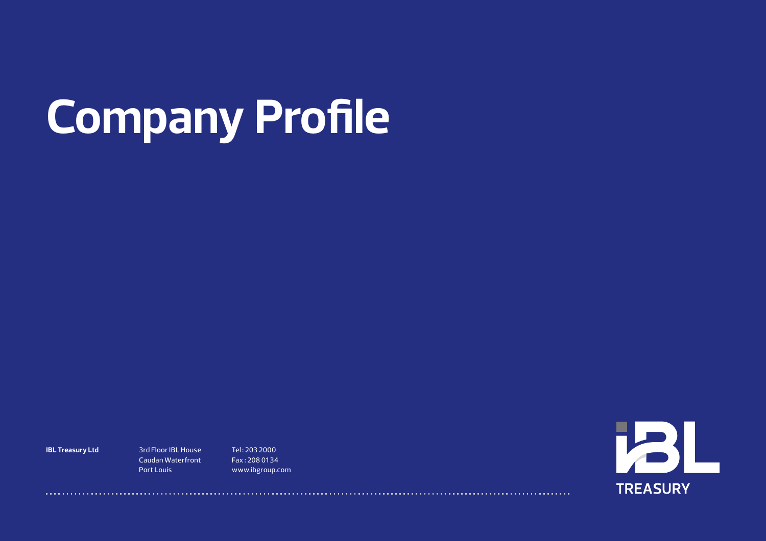# Company Profile

**IBL Treasury Ltd**

3rd Floor IBL House
Caudan Waterfront
Port Louis

Tel : 203 2000
Fax : 208 0134
www.ibgroup.com

TREASURY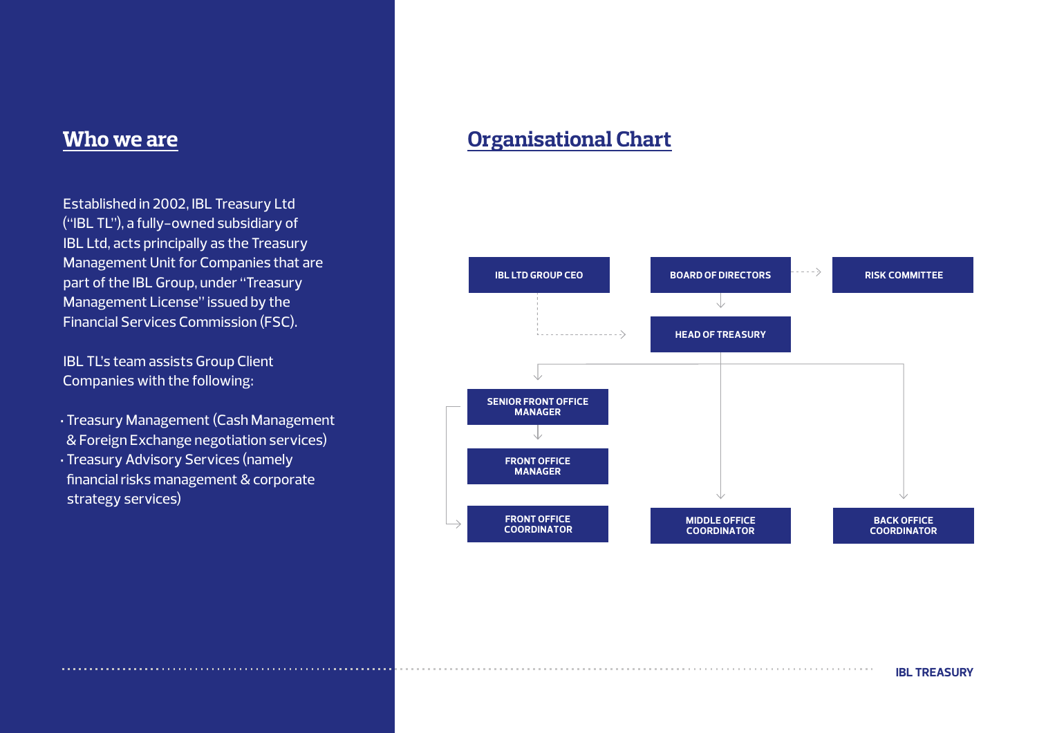## Who we are

Established in 2002, IBL Treasury Ltd ("IBL TL"), a fully-owned subsidiary of IBL Ltd, acts principally as the Treasury Management Unit for Companies that are part of the IBL Group, under "Treasury Management License" issued by the Financial Services Commission (FSC).

IBL TL's team assists Group Client Companies with the following:

- Treasury Management (Cash Management & Foreign Exchange negotiation services)
- Treasury Advisory Services (namely financial risks management & corporate strategy services)

## Organisational Chart

IBL LTD GROUP CEO

BOARD OF DIRECTORS

RISK COMMITTEE

HEAD OF TREASURY

SENIOR FRONT OFFICE MANAGER

FRONT OFFICE MANAGER

FRONT OFFICE COORDINATOR

MIDDLE OFFICE COORDINATOR

BACK OFFICE COORDINATOR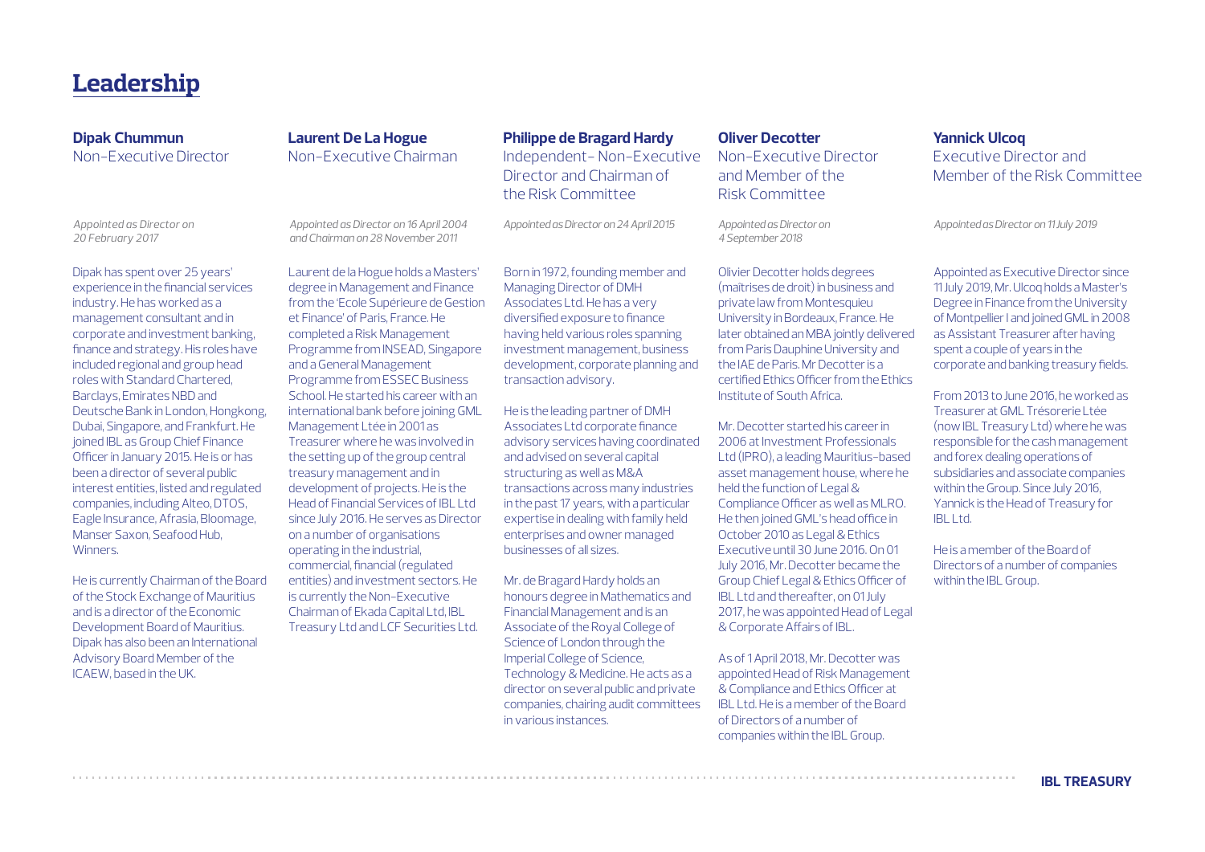# Leadership

### Dipak Chummun
Non-Executive Director

*Appointed as Director on 20 February 2017*

Dipak has spent over 25 years' experience in the financial services industry. He has worked as a management consultant and in corporate and investment banking, finance and strategy. His roles have included regional and group head roles with Standard Chartered, Barclays, Emirates NBD and Deutsche Bank in London, Hongkong, Dubai, Singapore, and Frankfurt. He joined IBL as Group Chief Finance Officer in January 2015. He is or has been a director of several public interest entities, listed and regulated companies, including Alteo, DTOS, Eagle Insurance, Afrasia, Bloomage, Manser Saxon, Seafood Hub, Winners.

He is currently Chairman of the Board of the Stock Exchange of Mauritius and is a director of the Economic Development Board of Mauritius. Dipak has also been an International Advisory Board Member of the ICAEW, based in the UK.

### Laurent De La Hogue
Non-Executive Chairman

*Appointed as Director on 16 April 2004 and Chairman on 28 November 2011*

Laurent de la Hogue holds a Masters' degree in Management and Finance from the 'Ecole Supérieure de Gestion et Finance' of Paris, France. He completed a Risk Management Programme from INSEAD, Singapore and a General Management Programme from ESSEC Business School. He started his career with an international bank before joining GML Management Ltée in 2001 as Treasurer where he was involved in the setting up of the group central treasury management and in development of projects. He is the Head of Financial Services of IBL Ltd since July 2016. He serves as Director on a number of organisations operating in the industrial, commercial, financial (regulated entities) and investment sectors. He is currently the Non-Executive Chairman of Ekada Capital Ltd, IBL Treasury Ltd and LCF Securities Ltd.

### Philippe de Bragard Hardy
Independent- Non-Executive Director and Chairman of the Risk Committee

*Appointed as Director on 24 April 2015*

Born in 1972, founding member and Managing Director of DMH Associates Ltd. He has a very diversified exposure to finance having held various roles spanning investment management, business development, corporate planning and transaction advisory.

He is the leading partner of DMH Associates Ltd corporate finance advisory services having coordinated and advised on several capital structuring as well as M&A transactions across many industries in the past 17 years, with a particular expertise in dealing with family held enterprises and owner managed businesses of all sizes.

Mr. de Bragard Hardy holds an honours degree in Mathematics and Financial Management and is an Associate of the Royal College of Science of London through the Imperial College of Science, Technology & Medicine. He acts as a director on several public and private companies, chairing audit committees in various instances.

### Oliver Decotter
Non-Executive Director and Member of the Risk Committee

*Appointed as Director on 4 September 2018*

Olivier Decotter holds degrees (maîtrises de droit) in business and private law from Montesquieu University in Bordeaux, France. He later obtained an MBA jointly delivered from Paris Dauphine University and the IAE de Paris. Mr Decotter is a certified Ethics Officer from the Ethics Institute of South Africa.

Mr. Decotter started his career in 2006 at Investment Professionals Ltd (IPRO), a leading Mauritius-based asset management house, where he held the function of Legal & Compliance Officer as well as MLRO. He then joined GML's head office in October 2010 as Legal & Ethics Executive until 30 June 2016. On 01 July 2016, Mr. Decotter became the Group Chief Legal & Ethics Officer of IBL Ltd and thereafter, on 01 July 2017, he was appointed Head of Legal & Corporate Affairs of IBL.

As of 1 April 2018, Mr. Decotter was appointed Head of Risk Management & Compliance and Ethics Officer at IBL Ltd. He is a member of the Board of Directors of a number of companies within the IBL Group.

### Yannick Ulcoq
Executive Director and Member of the Risk Committee

*Appointed as Director on 11 July 2019*

Appointed as Executive Director since 11 July 2019, Mr. Ulcoq holds a Master's Degree in Finance from the University of Montpellier I and joined GML in 2008 as Assistant Treasurer after having spent a couple of years in the corporate and banking treasury fields.

From 2013 to June 2016, he worked as Treasurer at GML Trésorerie Ltée (now IBL Treasury Ltd) where he was responsible for the cash management and forex dealing operations of subsidiaries and associate companies within the Group. Since July 2016, Yannick is the Head of Treasury for IBL Ltd.

He is a member of the Board of Directors of a number of companies within the IBL Group.